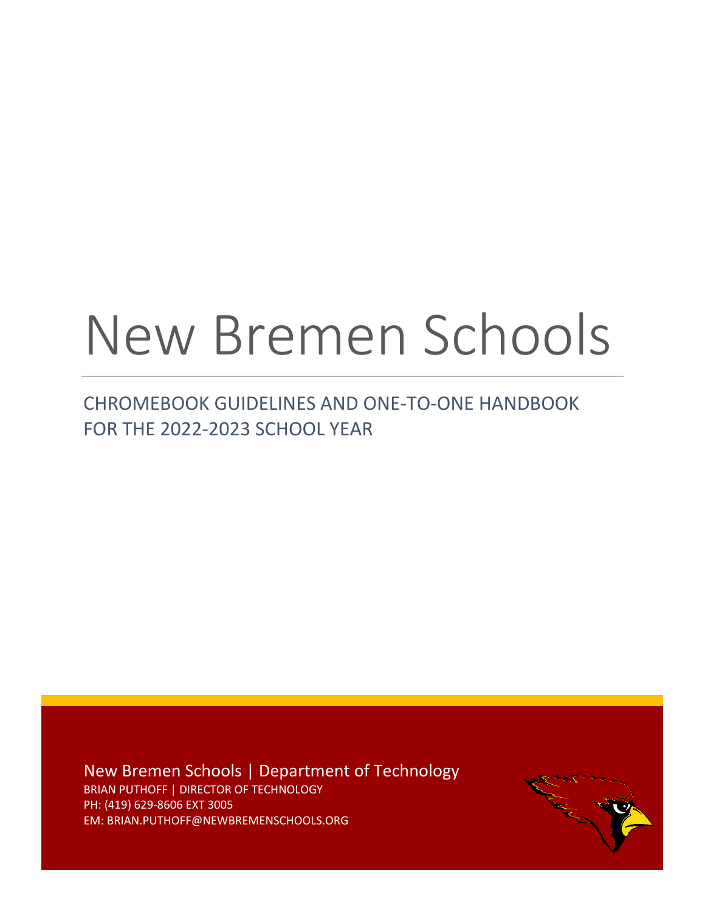# New Bremen Schools

## CHROMEBOOK GUIDELINES AND ONE-TO-ONE HANDBOOK FOR THE 2022-2023 SCHOOL YEAR

New Bremen Schools | Department of Technology

BRIAN PUTHOFF | DIRECTOR OF TECHNOLOGY

PH: (419) 629-8606 EXT 3005

EM: BRIAN.PUTHOFF@NEWBREMENSCHOOLS.ORG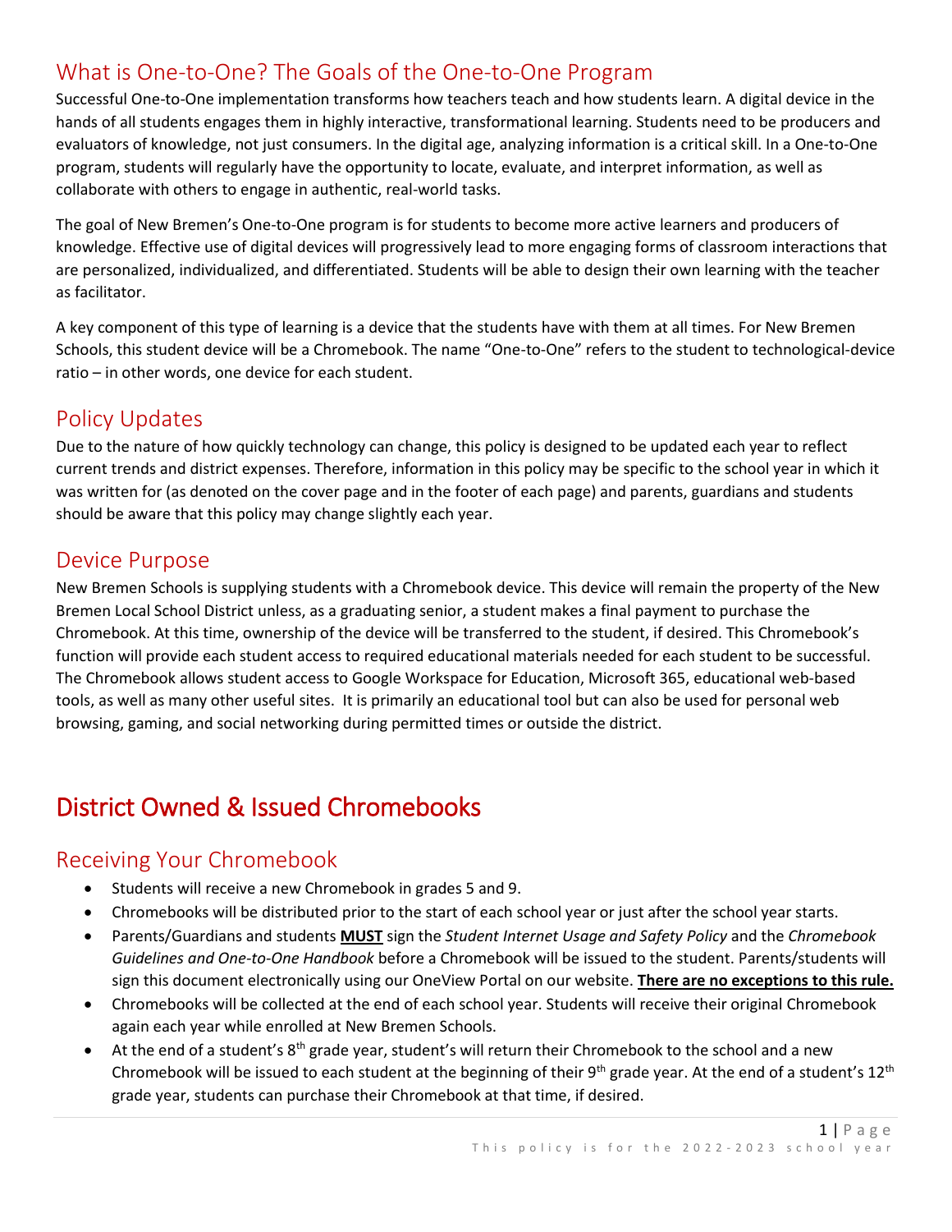## What is One-to-One? The Goals of the One-to-One Program

Successful One-to-One implementation transforms how teachers teach and how students learn. A digital device in the hands of all students engages them in highly interactive, transformational learning. Students need to be producers and evaluators of knowledge, not just consumers. In the digital age, analyzing information is a critical skill. In a One-to-One program, students will regularly have the opportunity to locate, evaluate, and interpret information, as well as collaborate with others to engage in authentic, real-world tasks.

The goal of New Bremen's One-to-One program is for students to become more active learners and producers of knowledge. Effective use of digital devices will progressively lead to more engaging forms of classroom interactions that are personalized, individualized, and differentiated. Students will be able to design their own learning with the teacher as facilitator.

A key component of this type of learning is a device that the students have with them at all times. For New Bremen Schools, this student device will be a Chromebook. The name "One-to-One" refers to the student to technological-device ratio – in other words, one device for each student.

## Policy Updates

Due to the nature of how quickly technology can change, this policy is designed to be updated each year to reflect current trends and district expenses. Therefore, information in this policy may be specific to the school year in which it was written for (as denoted on the cover page and in the footer of each page) and parents, guardians and students should be aware that this policy may change slightly each year.

## Device Purpose

New Bremen Schools is supplying students with a Chromebook device. This device will remain the property of the New Bremen Local School District unless, as a graduating senior, a student makes a final payment to purchase the Chromebook. At this time, ownership of the device will be transferred to the student, if desired. This Chromebook's function will provide each student access to required educational materials needed for each student to be successful. The Chromebook allows student access to Google Workspace for Education, Microsoft 365, educational web-based tools, as well as many other useful sites. It is primarily an educational tool but can also be used for personal web browsing, gaming, and social networking during permitted times or outside the district.

# District Owned & Issued Chromebooks

## Receiving Your Chromebook

- Students will receive a new Chromebook in grades 5 and 9.
- Chromebooks will be distributed prior to the start of each school year or just after the school year starts.
- Parents/Guardians and students <u>**MUST**</u> sign the *Student Internet Usage and Safety Policy* and the *Chromebook Guidelines and One-to-One Handbook* before a Chromebook will be issued to the student. Parents/students will sign this document electronically using our OneView Portal on our website. <u>**There are no exceptions to this rule.**</u>
- Chromebooks will be collected at the end of each school year. Students will receive their original Chromebook again each year while enrolled at New Bremen Schools.
- At the end of a student's 8th grade year, student's will return their Chromebook to the school and a new Chromebook will be issued to each student at the beginning of their 9th grade year. At the end of a student's 12th grade year, students can purchase their Chromebook at that time, if desired.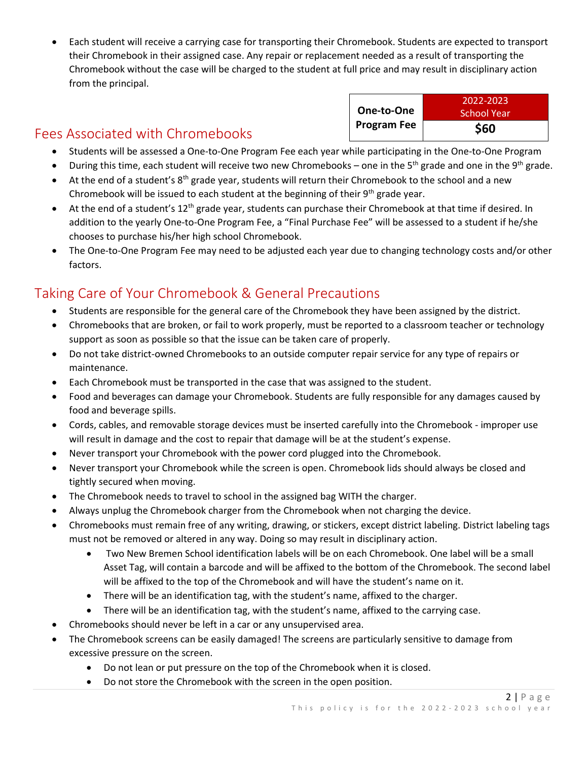- Each student will receive a carrying case for transporting their Chromebook. Students are expected to transport their Chromebook in their assigned case. Any repair or replacement needed as a result of transporting the Chromebook without the case will be charged to the student at full price and may result in disciplinary action from the principal.

## Fees Associated with Chromebooks

| One-to-One Program Fee | 2022-2023 School Year |
|---|---|
| | **$60** |

- Students will be assessed a One-to-One Program Fee each year while participating in the One-to-One Program
- During this time, each student will receive two new Chromebooks – one in the 5th grade and one in the 9th grade.
- At the end of a student's 8th grade year, students will return their Chromebook to the school and a new Chromebook will be issued to each student at the beginning of their 9th grade year.
- At the end of a student's 12th grade year, students can purchase their Chromebook at that time if desired. In addition to the yearly One-to-One Program Fee, a "Final Purchase Fee" will be assessed to a student if he/she chooses to purchase his/her high school Chromebook.
- The One-to-One Program Fee may need to be adjusted each year due to changing technology costs and/or other factors.

## Taking Care of Your Chromebook & General Precautions

- Students are responsible for the general care of the Chromebook they have been assigned by the district.
- Chromebooks that are broken, or fail to work properly, must be reported to a classroom teacher or technology support as soon as possible so that the issue can be taken care of properly.
- Do not take district-owned Chromebooks to an outside computer repair service for any type of repairs or maintenance.
- Each Chromebook must be transported in the case that was assigned to the student.
- Food and beverages can damage your Chromebook. Students are fully responsible for any damages caused by food and beverage spills.
- Cords, cables, and removable storage devices must be inserted carefully into the Chromebook - improper use will result in damage and the cost to repair that damage will be at the student's expense.
- Never transport your Chromebook with the power cord plugged into the Chromebook.
- Never transport your Chromebook while the screen is open. Chromebook lids should always be closed and tightly secured when moving.
- The Chromebook needs to travel to school in the assigned bag WITH the charger.
- Always unplug the Chromebook charger from the Chromebook when not charging the device.
- Chromebooks must remain free of any writing, drawing, or stickers, except district labeling. District labeling tags must not be removed or altered in any way. Doing so may result in disciplinary action.
  - Two New Bremen School identification labels will be on each Chromebook. One label will be a small Asset Tag, will contain a barcode and will be affixed to the bottom of the Chromebook. The second label will be affixed to the top of the Chromebook and will have the student's name on it.
  - There will be an identification tag, with the student's name, affixed to the charger.
  - There will be an identification tag, with the student's name, affixed to the carrying case.
- Chromebooks should never be left in a car or any unsupervised area.
- The Chromebook screens can be easily damaged! The screens are particularly sensitive to damage from excessive pressure on the screen.
  - Do not lean or put pressure on the top of the Chromebook when it is closed.
  - Do not store the Chromebook with the screen in the open position.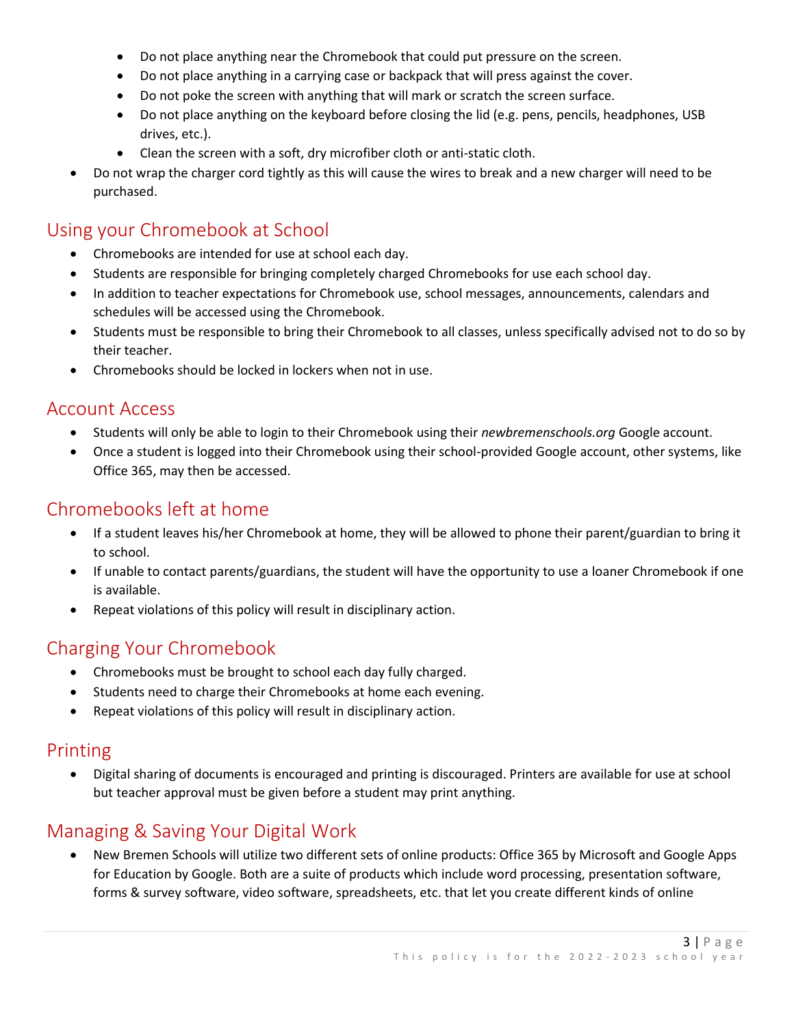- Do not place anything near the Chromebook that could put pressure on the screen.
  - Do not place anything in a carrying case or backpack that will press against the cover.
  - Do not poke the screen with anything that will mark or scratch the screen surface.
  - Do not place anything on the keyboard before closing the lid (e.g. pens, pencils, headphones, USB drives, etc.).
  - Clean the screen with a soft, dry microfiber cloth or anti-static cloth.
- Do not wrap the charger cord tightly as this will cause the wires to break and a new charger will need to be purchased.

## Using your Chromebook at School

- Chromebooks are intended for use at school each day.
- Students are responsible for bringing completely charged Chromebooks for use each school day.
- In addition to teacher expectations for Chromebook use, school messages, announcements, calendars and schedules will be accessed using the Chromebook.
- Students must be responsible to bring their Chromebook to all classes, unless specifically advised not to do so by their teacher.
- Chromebooks should be locked in lockers when not in use.

## Account Access

- Students will only be able to login to their Chromebook using their *newbremenschools.org* Google account.
- Once a student is logged into their Chromebook using their school-provided Google account, other systems, like Office 365, may then be accessed.

## Chromebooks left at home

- If a student leaves his/her Chromebook at home, they will be allowed to phone their parent/guardian to bring it to school.
- If unable to contact parents/guardians, the student will have the opportunity to use a loaner Chromebook if one is available.
- Repeat violations of this policy will result in disciplinary action.

## Charging Your Chromebook

- Chromebooks must be brought to school each day fully charged.
- Students need to charge their Chromebooks at home each evening.
- Repeat violations of this policy will result in disciplinary action.

## Printing

- Digital sharing of documents is encouraged and printing is discouraged. Printers are available for use at school but teacher approval must be given before a student may print anything.

## Managing & Saving Your Digital Work

- New Bremen Schools will utilize two different sets of online products: Office 365 by Microsoft and Google Apps for Education by Google. Both are a suite of products which include word processing, presentation software, forms & survey software, video software, spreadsheets, etc. that let you create different kinds of online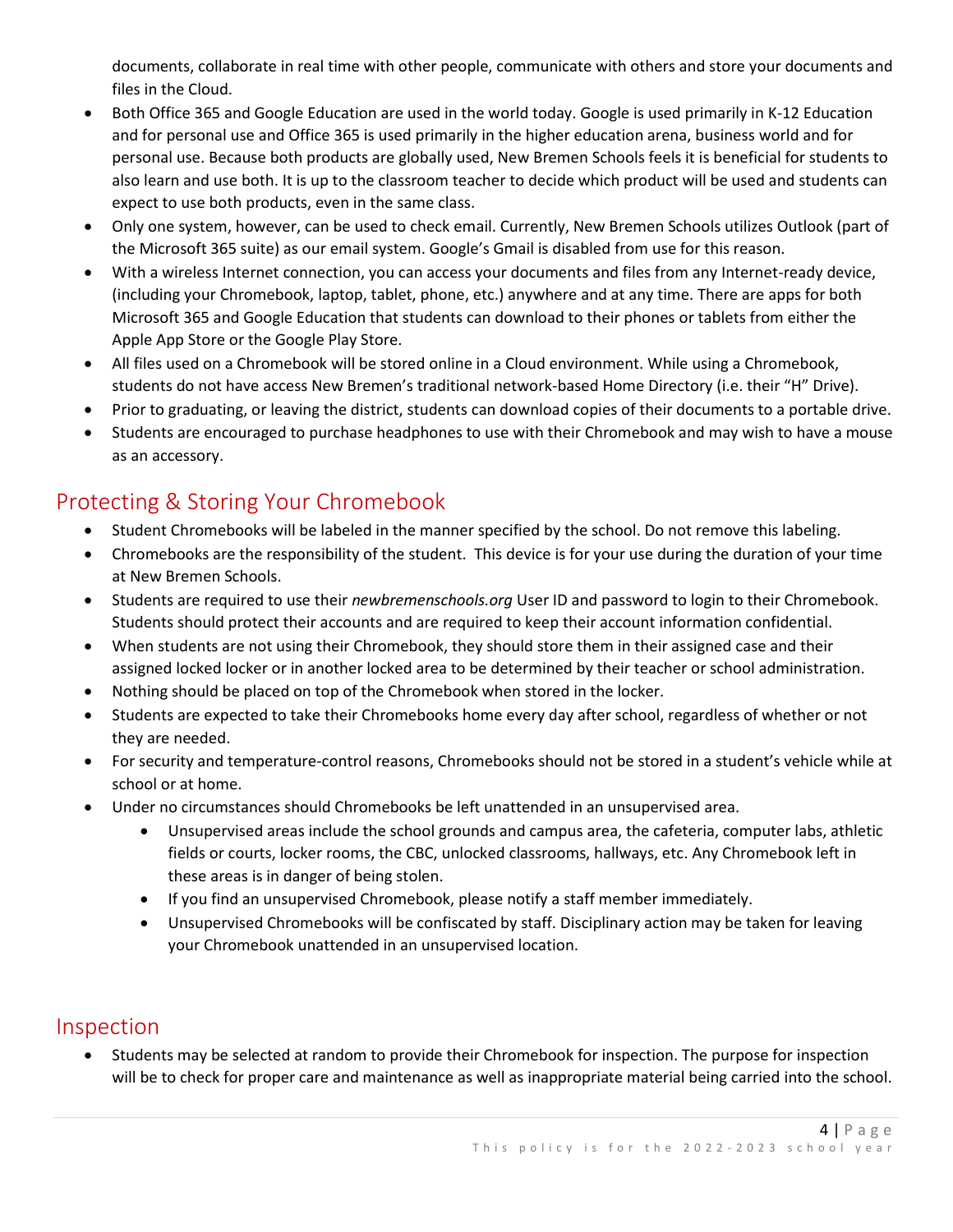documents, collaborate in real time with other people, communicate with others and store your documents and files in the Cloud.

- Both Office 365 and Google Education are used in the world today. Google is used primarily in K-12 Education and for personal use and Office 365 is used primarily in the higher education arena, business world and for personal use. Because both products are globally used, New Bremen Schools feels it is beneficial for students to also learn and use both. It is up to the classroom teacher to decide which product will be used and students can expect to use both products, even in the same class.
- Only one system, however, can be used to check email. Currently, New Bremen Schools utilizes Outlook (part of the Microsoft 365 suite) as our email system. Google's Gmail is disabled from use for this reason.
- With a wireless Internet connection, you can access your documents and files from any Internet-ready device, (including your Chromebook, laptop, tablet, phone, etc.) anywhere and at any time. There are apps for both Microsoft 365 and Google Education that students can download to their phones or tablets from either the Apple App Store or the Google Play Store.
- All files used on a Chromebook will be stored online in a Cloud environment. While using a Chromebook, students do not have access New Bremen's traditional network-based Home Directory (i.e. their "H" Drive).
- Prior to graduating, or leaving the district, students can download copies of their documents to a portable drive.
- Students are encouraged to purchase headphones to use with their Chromebook and may wish to have a mouse as an accessory.

## Protecting & Storing Your Chromebook

- Student Chromebooks will be labeled in the manner specified by the school. Do not remove this labeling.
- Chromebooks are the responsibility of the student. This device is for your use during the duration of your time at New Bremen Schools.
- Students are required to use their *newbremenschools.org* User ID and password to login to their Chromebook. Students should protect their accounts and are required to keep their account information confidential.
- When students are not using their Chromebook, they should store them in their assigned case and their assigned locked locker or in another locked area to be determined by their teacher or school administration.
- Nothing should be placed on top of the Chromebook when stored in the locker.
- Students are expected to take their Chromebooks home every day after school, regardless of whether or not they are needed.
- For security and temperature-control reasons, Chromebooks should not be stored in a student's vehicle while at school or at home.
- Under no circumstances should Chromebooks be left unattended in an unsupervised area.
    - Unsupervised areas include the school grounds and campus area, the cafeteria, computer labs, athletic fields or courts, locker rooms, the CBC, unlocked classrooms, hallways, etc. Any Chromebook left in these areas is in danger of being stolen.
    - If you find an unsupervised Chromebook, please notify a staff member immediately.
    - Unsupervised Chromebooks will be confiscated by staff. Disciplinary action may be taken for leaving your Chromebook unattended in an unsupervised location.

## Inspection

- Students may be selected at random to provide their Chromebook for inspection. The purpose for inspection will be to check for proper care and maintenance as well as inappropriate material being carried into the school.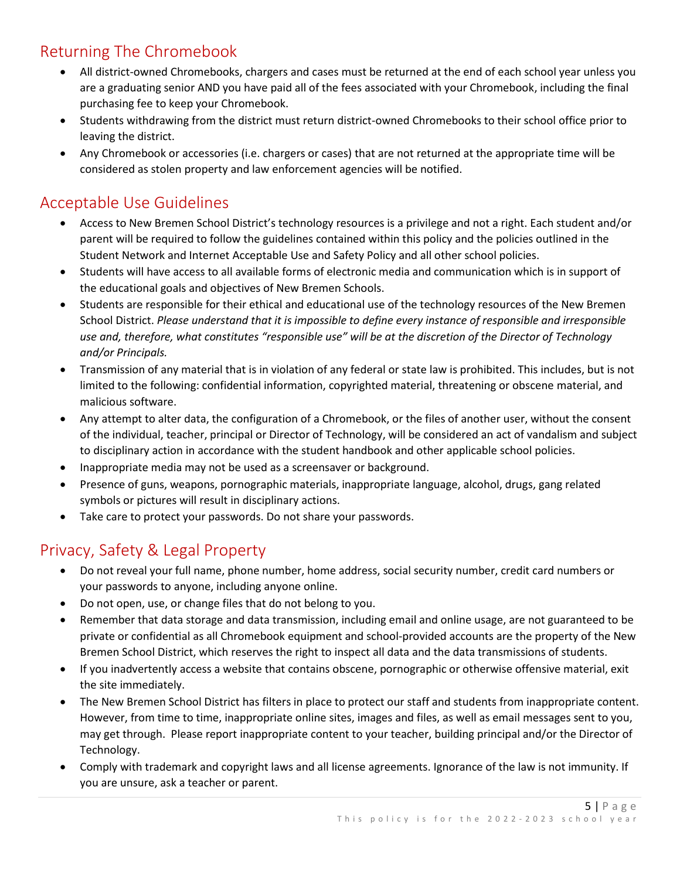## Returning The Chromebook

- All district-owned Chromebooks, chargers and cases must be returned at the end of each school year unless you are a graduating senior AND you have paid all of the fees associated with your Chromebook, including the final purchasing fee to keep your Chromebook.
- Students withdrawing from the district must return district-owned Chromebooks to their school office prior to leaving the district.
- Any Chromebook or accessories (i.e. chargers or cases) that are not returned at the appropriate time will be considered as stolen property and law enforcement agencies will be notified.

## Acceptable Use Guidelines

- Access to New Bremen School District's technology resources is a privilege and not a right. Each student and/or parent will be required to follow the guidelines contained within this policy and the policies outlined in the Student Network and Internet Acceptable Use and Safety Policy and all other school policies.
- Students will have access to all available forms of electronic media and communication which is in support of the educational goals and objectives of New Bremen Schools.
- Students are responsible for their ethical and educational use of the technology resources of the New Bremen School District. *Please understand that it is impossible to define every instance of responsible and irresponsible use and, therefore, what constitutes "responsible use" will be at the discretion of the Director of Technology and/or Principals.*
- Transmission of any material that is in violation of any federal or state law is prohibited. This includes, but is not limited to the following: confidential information, copyrighted material, threatening or obscene material, and malicious software.
- Any attempt to alter data, the configuration of a Chromebook, or the files of another user, without the consent of the individual, teacher, principal or Director of Technology, will be considered an act of vandalism and subject to disciplinary action in accordance with the student handbook and other applicable school policies.
- Inappropriate media may not be used as a screensaver or background.
- Presence of guns, weapons, pornographic materials, inappropriate language, alcohol, drugs, gang related symbols or pictures will result in disciplinary actions.
- Take care to protect your passwords. Do not share your passwords.

## Privacy, Safety & Legal Property

- Do not reveal your full name, phone number, home address, social security number, credit card numbers or your passwords to anyone, including anyone online.
- Do not open, use, or change files that do not belong to you.
- Remember that data storage and data transmission, including email and online usage, are not guaranteed to be private or confidential as all Chromebook equipment and school-provided accounts are the property of the New Bremen School District, which reserves the right to inspect all data and the data transmissions of students.
- If you inadvertently access a website that contains obscene, pornographic or otherwise offensive material, exit the site immediately.
- The New Bremen School District has filters in place to protect our staff and students from inappropriate content. However, from time to time, inappropriate online sites, images and files, as well as email messages sent to you, may get through. Please report inappropriate content to your teacher, building principal and/or the Director of Technology.
- Comply with trademark and copyright laws and all license agreements. Ignorance of the law is not immunity. If you are unsure, ask a teacher or parent.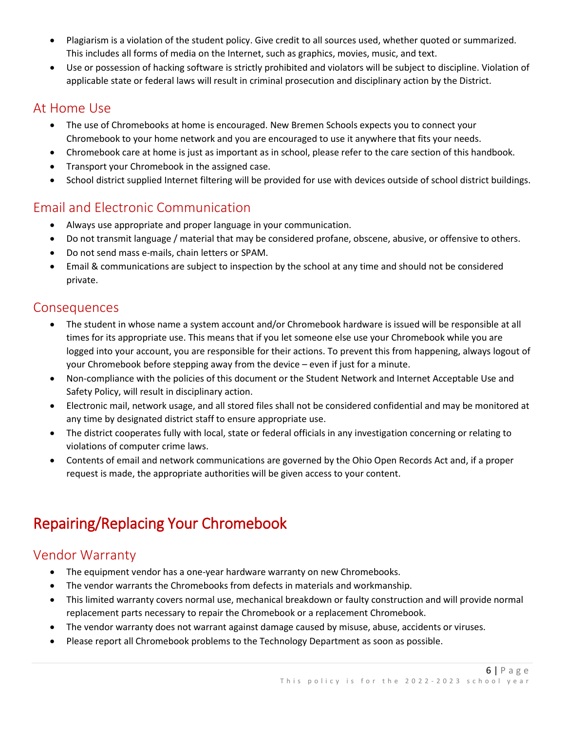- Plagiarism is a violation of the student policy. Give credit to all sources used, whether quoted or summarized. This includes all forms of media on the Internet, such as graphics, movies, music, and text.
- Use or possession of hacking software is strictly prohibited and violators will be subject to discipline. Violation of applicable state or federal laws will result in criminal prosecution and disciplinary action by the District.

## At Home Use

- The use of Chromebooks at home is encouraged. New Bremen Schools expects you to connect your Chromebook to your home network and you are encouraged to use it anywhere that fits your needs.
- Chromebook care at home is just as important as in school, please refer to the care section of this handbook.
- Transport your Chromebook in the assigned case.
- School district supplied Internet filtering will be provided for use with devices outside of school district buildings.

## Email and Electronic Communication

- Always use appropriate and proper language in your communication.
- Do not transmit language / material that may be considered profane, obscene, abusive, or offensive to others.
- Do not send mass e-mails, chain letters or SPAM.
- Email & communications are subject to inspection by the school at any time and should not be considered private.

## Consequences

- The student in whose name a system account and/or Chromebook hardware is issued will be responsible at all times for its appropriate use. This means that if you let someone else use your Chromebook while you are logged into your account, you are responsible for their actions. To prevent this from happening, always logout of your Chromebook before stepping away from the device – even if just for a minute.
- Non-compliance with the policies of this document or the Student Network and Internet Acceptable Use and Safety Policy, will result in disciplinary action.
- Electronic mail, network usage, and all stored files shall not be considered confidential and may be monitored at any time by designated district staff to ensure appropriate use.
- The district cooperates fully with local, state or federal officials in any investigation concerning or relating to violations of computer crime laws.
- Contents of email and network communications are governed by the Ohio Open Records Act and, if a proper request is made, the appropriate authorities will be given access to your content.

# Repairing/Replacing Your Chromebook

## Vendor Warranty

- The equipment vendor has a one-year hardware warranty on new Chromebooks.
- The vendor warrants the Chromebooks from defects in materials and workmanship.
- This limited warranty covers normal use, mechanical breakdown or faulty construction and will provide normal replacement parts necessary to repair the Chromebook or a replacement Chromebook.
- The vendor warranty does not warrant against damage caused by misuse, abuse, accidents or viruses.
- Please report all Chromebook problems to the Technology Department as soon as possible.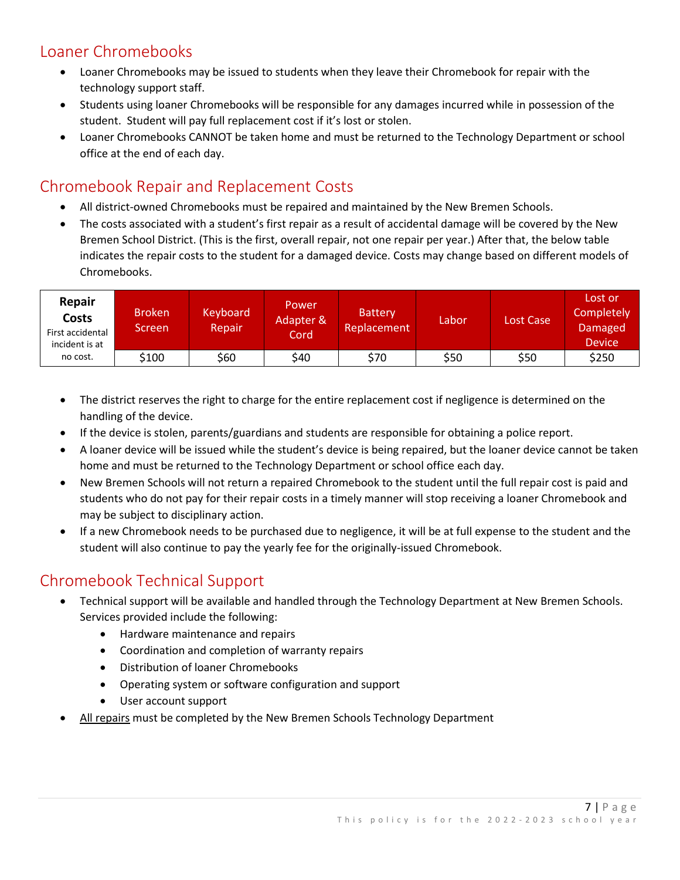## Loaner Chromebooks

- Loaner Chromebooks may be issued to students when they leave their Chromebook for repair with the technology support staff.
- Students using loaner Chromebooks will be responsible for any damages incurred while in possession of the student. Student will pay full replacement cost if it's lost or stolen.
- Loaner Chromebooks CANNOT be taken home and must be returned to the Technology Department or school office at the end of each day.

## Chromebook Repair and Replacement Costs

- All district-owned Chromebooks must be repaired and maintained by the New Bremen Schools.
- The costs associated with a student's first repair as a result of accidental damage will be covered by the New Bremen School District. (This is the first, overall repair, not one repair per year.) After that, the below table indicates the repair costs to the student for a damaged device. Costs may change based on different models of Chromebooks.

| **Repair Costs** First accidental incident is at no cost. | Broken Screen | Keyboard Repair | Power Adapter & Cord | Battery Replacement | Labor | Lost Case | Lost or Completely Damaged Device |
|---|---|---|---|---|---|---|---|
| | $100 | $60 | $40 | $70 | $50 | $50 | $250 |

- The district reserves the right to charge for the entire replacement cost if negligence is determined on the handling of the device.
- If the device is stolen, parents/guardians and students are responsible for obtaining a police report.
- A loaner device will be issued while the student's device is being repaired, but the loaner device cannot be taken home and must be returned to the Technology Department or school office each day.
- New Bremen Schools will not return a repaired Chromebook to the student until the full repair cost is paid and students who do not pay for their repair costs in a timely manner will stop receiving a loaner Chromebook and may be subject to disciplinary action.
- If a new Chromebook needs to be purchased due to negligence, it will be at full expense to the student and the student will also continue to pay the yearly fee for the originally-issued Chromebook.

## Chromebook Technical Support

- Technical support will be available and handled through the Technology Department at New Bremen Schools. Services provided include the following:
  - Hardware maintenance and repairs
  - Coordination and completion of warranty repairs
  - Distribution of loaner Chromebooks
  - Operating system or software configuration and support
  - User account support
- <u>All repairs</u> must be completed by the New Bremen Schools Technology Department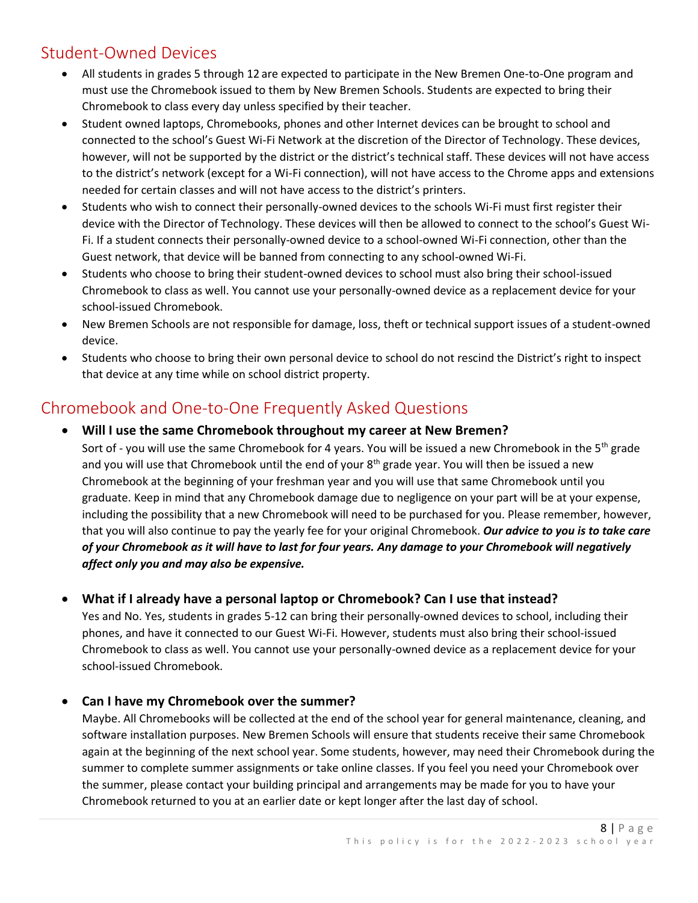## Student-Owned Devices

- All students in grades 5 through 12 are expected to participate in the New Bremen One-to-One program and must use the Chromebook issued to them by New Bremen Schools. Students are expected to bring their Chromebook to class every day unless specified by their teacher.
- Student owned laptops, Chromebooks, phones and other Internet devices can be brought to school and connected to the school's Guest Wi-Fi Network at the discretion of the Director of Technology. These devices, however, will not be supported by the district or the district's technical staff. These devices will not have access to the district's network (except for a Wi-Fi connection), will not have access to the Chrome apps and extensions needed for certain classes and will not have access to the district's printers.
- Students who wish to connect their personally-owned devices to the schools Wi-Fi must first register their device with the Director of Technology. These devices will then be allowed to connect to the school's Guest Wi-Fi. If a student connects their personally-owned device to a school-owned Wi-Fi connection, other than the Guest network, that device will be banned from connecting to any school-owned Wi-Fi.
- Students who choose to bring their student-owned devices to school must also bring their school-issued Chromebook to class as well. You cannot use your personally-owned device as a replacement device for your school-issued Chromebook.
- New Bremen Schools are not responsible for damage, loss, theft or technical support issues of a student-owned device.
- Students who choose to bring their own personal device to school do not rescind the District's right to inspect that device at any time while on school district property.

## Chromebook and One-to-One Frequently Asked Questions

- **Will I use the same Chromebook throughout my career at New Bremen?**
  Sort of - you will use the same Chromebook for 4 years. You will be issued a new Chromebook in the 5th grade and you will use that Chromebook until the end of your 8th grade year. You will then be issued a new Chromebook at the beginning of your freshman year and you will use that same Chromebook until you graduate. Keep in mind that any Chromebook damage due to negligence on your part will be at your expense, including the possibility that a new Chromebook will need to be purchased for you. Please remember, however, that you will also continue to pay the yearly fee for your original Chromebook. ***Our advice to you is to take care of your Chromebook as it will have to last for four years. Any damage to your Chromebook will negatively affect only you and may also be expensive.***

- **What if I already have a personal laptop or Chromebook? Can I use that instead?**
  Yes and No. Yes, students in grades 5-12 can bring their personally-owned devices to school, including their phones, and have it connected to our Guest Wi-Fi. However, students must also bring their school-issued Chromebook to class as well. You cannot use your personally-owned device as a replacement device for your school-issued Chromebook.

- **Can I have my Chromebook over the summer?**
  Maybe. All Chromebooks will be collected at the end of the school year for general maintenance, cleaning, and software installation purposes. New Bremen Schools will ensure that students receive their same Chromebook again at the beginning of the next school year. Some students, however, may need their Chromebook during the summer to complete summer assignments or take online classes. If you feel you need your Chromebook over the summer, please contact your building principal and arrangements may be made for you to have your Chromebook returned to you at an earlier date or kept longer after the last day of school.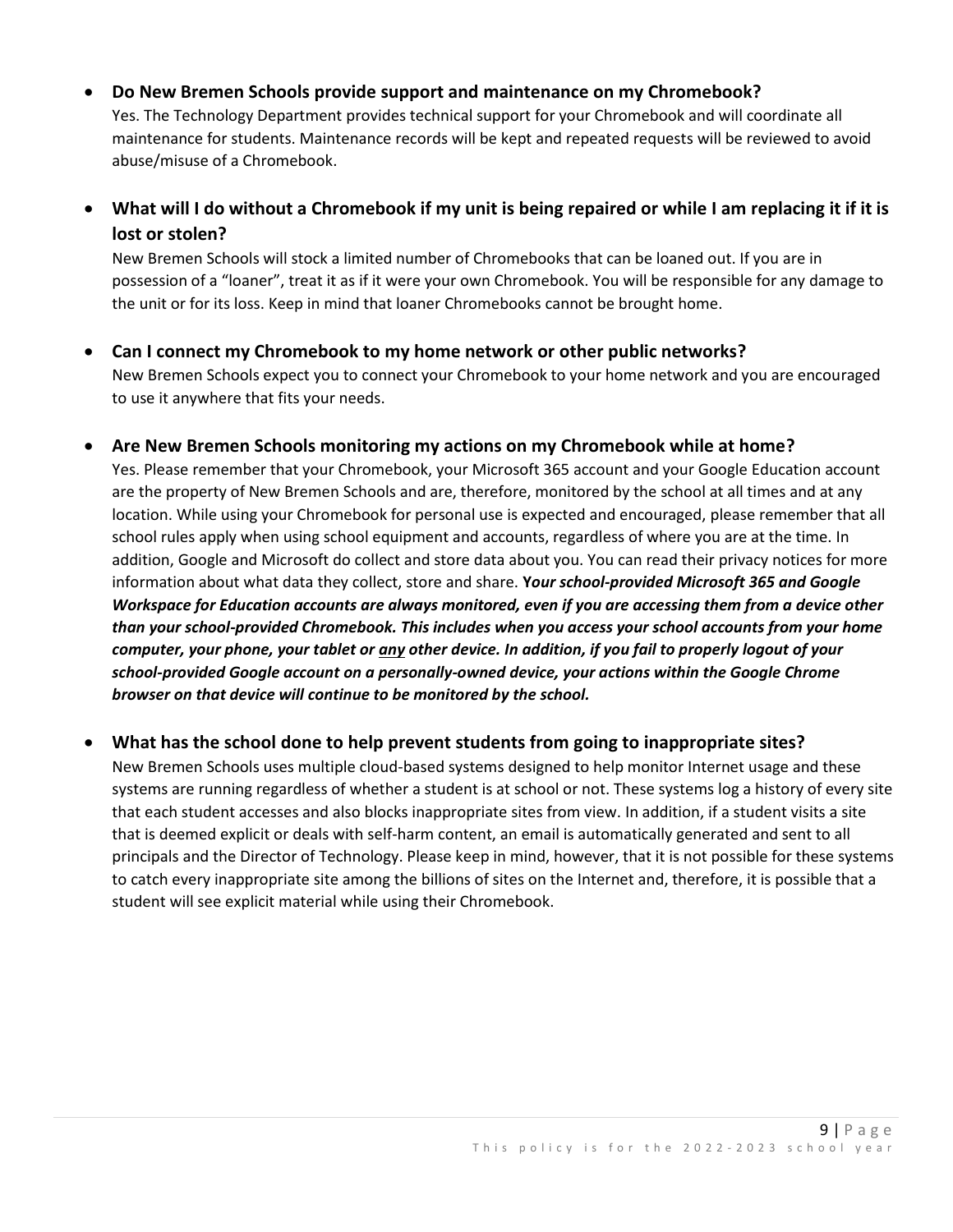- **Do New Bremen Schools provide support and maintenance on my Chromebook?**
  Yes. The Technology Department provides technical support for your Chromebook and will coordinate all maintenance for students. Maintenance records will be kept and repeated requests will be reviewed to avoid abuse/misuse of a Chromebook.

- **What will I do without a Chromebook if my unit is being repaired or while I am replacing it if it is lost or stolen?**
  New Bremen Schools will stock a limited number of Chromebooks that can be loaned out. If you are in possession of a "loaner", treat it as if it were your own Chromebook. You will be responsible for any damage to the unit or for its loss. Keep in mind that loaner Chromebooks cannot be brought home.

- **Can I connect my Chromebook to my home network or other public networks?**
  New Bremen Schools expect you to connect your Chromebook to your home network and you are encouraged to use it anywhere that fits your needs.

- **Are New Bremen Schools monitoring my actions on my Chromebook while at home?**
  Yes. Please remember that your Chromebook, your Microsoft 365 account and your Google Education account are the property of New Bremen Schools and are, therefore, monitored by the school at all times and at any location. While using your Chromebook for personal use is expected and encouraged, please remember that all school rules apply when using school equipment and accounts, regardless of where you are at the time. In addition, Google and Microsoft do collect and store data about you. You can read their privacy notices for more information about what data they collect, store and share. ***Your school-provided Microsoft 365 and Google Workspace for Education accounts are always monitored, even if you are accessing them from a device other than your school-provided Chromebook. This includes when you access your school accounts from your home computer, your phone, your tablet or <u>any</u> other device. In addition, if you fail to properly logout of your school-provided Google account on a personally-owned device, your actions within the Google Chrome browser on that device will continue to be monitored by the school.***

- **What has the school done to help prevent students from going to inappropriate sites?**
  New Bremen Schools uses multiple cloud-based systems designed to help monitor Internet usage and these systems are running regardless of whether a student is at school or not. These systems log a history of every site that each student accesses and also blocks inappropriate sites from view. In addition, if a student visits a site that is deemed explicit or deals with self-harm content, an email is automatically generated and sent to all principals and the Director of Technology. Please keep in mind, however, that it is not possible for these systems to catch every inappropriate site among the billions of sites on the Internet and, therefore, it is possible that a student will see explicit material while using their Chromebook.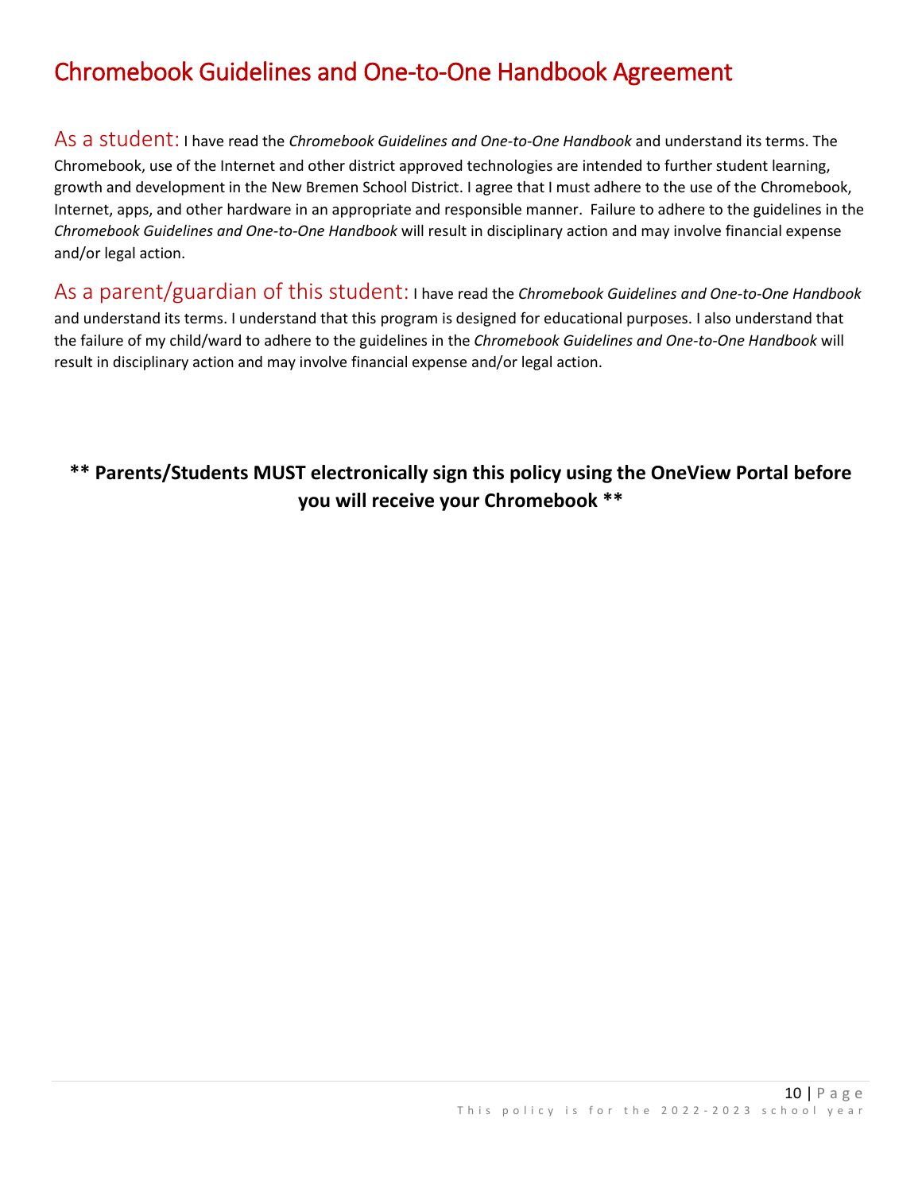# Chromebook Guidelines and One-to-One Handbook Agreement

As a student: I have read the *Chromebook Guidelines and One-to-One Handbook* and understand its terms. The Chromebook, use of the Internet and other district approved technologies are intended to further student learning, growth and development in the New Bremen School District. I agree that I must adhere to the use of the Chromebook, Internet, apps, and other hardware in an appropriate and responsible manner. Failure to adhere to the guidelines in the *Chromebook Guidelines and One-to-One Handbook* will result in disciplinary action and may involve financial expense and/or legal action.

As a parent/guardian of this student: I have read the *Chromebook Guidelines and One-to-One Handbook* and understand its terms. I understand that this program is designed for educational purposes. I also understand that the failure of my child/ward to adhere to the guidelines in the *Chromebook Guidelines and One-to-One Handbook* will result in disciplinary action and may involve financial expense and/or legal action.

**\*\* Parents/Students MUST electronically sign this policy using the OneView Portal before you will receive your Chromebook \*\***